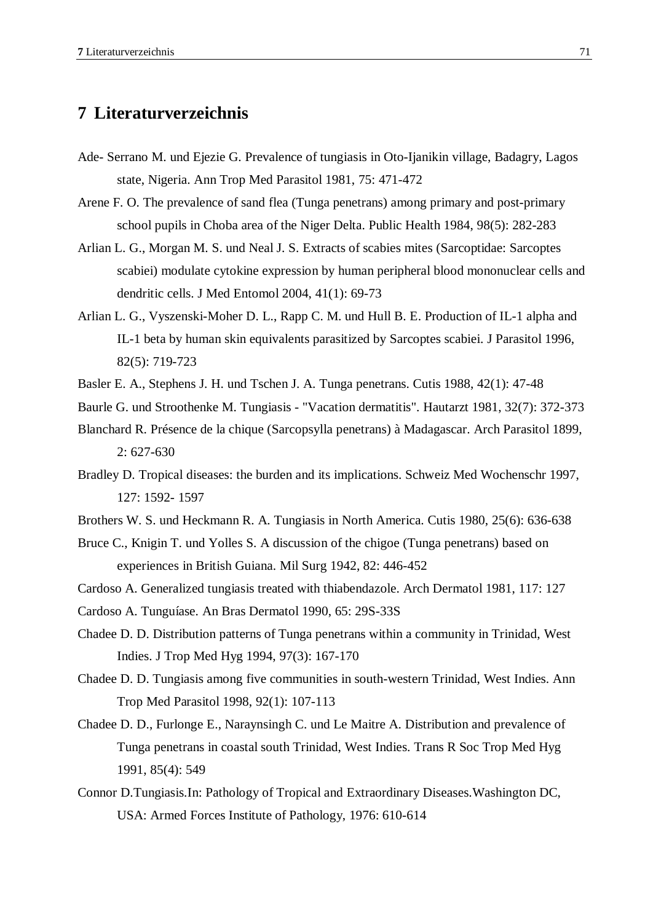# 7 Literaturverzeichnis

Ade- Serrano M. und Ejezie G. Prevalence of tungiasis in Oto-Ijanikin village, Badagry, Lagos state, Nigeria. Ann Trop Med Parasitol 1981, 75: 471-472

Arene F. O. The prevalence of sand flea (Tunga penetrans) among primary and post-primary school pupils in Choba area of the Niger Delta. Public Health 1984, 98(5): 282-283

Arlian L. G., Morgan M. S. und Neal J. S. Extracts of scabies mites (Sarcoptidae: Sarcoptes scabiei) modulate cytokine expression by human peripheral blood mononuclear cells and dendritic cells. J Med Entomol 2004, 41(1): 69-73

Arlian L. G., Vyszenski-Moher D. L., Rapp C. M. und Hull B. E. Production of IL-1 alpha and IL-1 beta by human skin equivalents parasitized by Sarcoptes scabiei. J Parasitol 1996, 82(5): 719-723

Basler E. A., Stephens J. H. und Tschen J. A. Tunga penetrans. Cutis 1988, 42(1): 47-48

Baurle G. und Stroothenke M. Tungiasis - "Vacation dermatitis". Hautarzt 1981, 32(7): 372-373

Blanchard R. Présence de la chique (Sarcopsylla penetrans) à Madagascar. Arch Parasitol 1899, 2: 627-630

Bradley D. Tropical diseases: the burden and its implications. Schweiz Med Wochenschr 1997, 127: 1592- 1597

Brothers W. S. und Heckmann R. A. Tungiasis in North America. Cutis 1980, 25(6): 636-638

Bruce C., Knigin T. und Yolles S. A discussion of the chigoe (Tunga penetrans) based on experiences in British Guiana. Mil Surg 1942, 82: 446-452

Cardoso A. Generalized tungiasis treated with thiabendazole. Arch Dermatol 1981, 117: 127

Cardoso A. Tunguíase. An Bras Dermatol 1990, 65: 29S-33S

Chadee D. D. Distribution patterns of Tunga penetrans within a community in Trinidad, West Indies. J Trop Med Hyg 1994, 97(3): 167-170

Chadee D. D. Tungiasis among five communities in south-western Trinidad, West Indies. Ann Trop Med Parasitol 1998, 92(1): 107-113

Chadee D. D., Furlonge E., Naraynsingh C. und Le Maitre A. Distribution and prevalence of Tunga penetrans in coastal south Trinidad, West Indies. Trans R Soc Trop Med Hyg 1991, 85(4): 549

Connor D.Tungiasis.In: Pathology of Tropical and Extraordinary Diseases.Washington DC, USA: Armed Forces Institute of Pathology, 1976: 610-614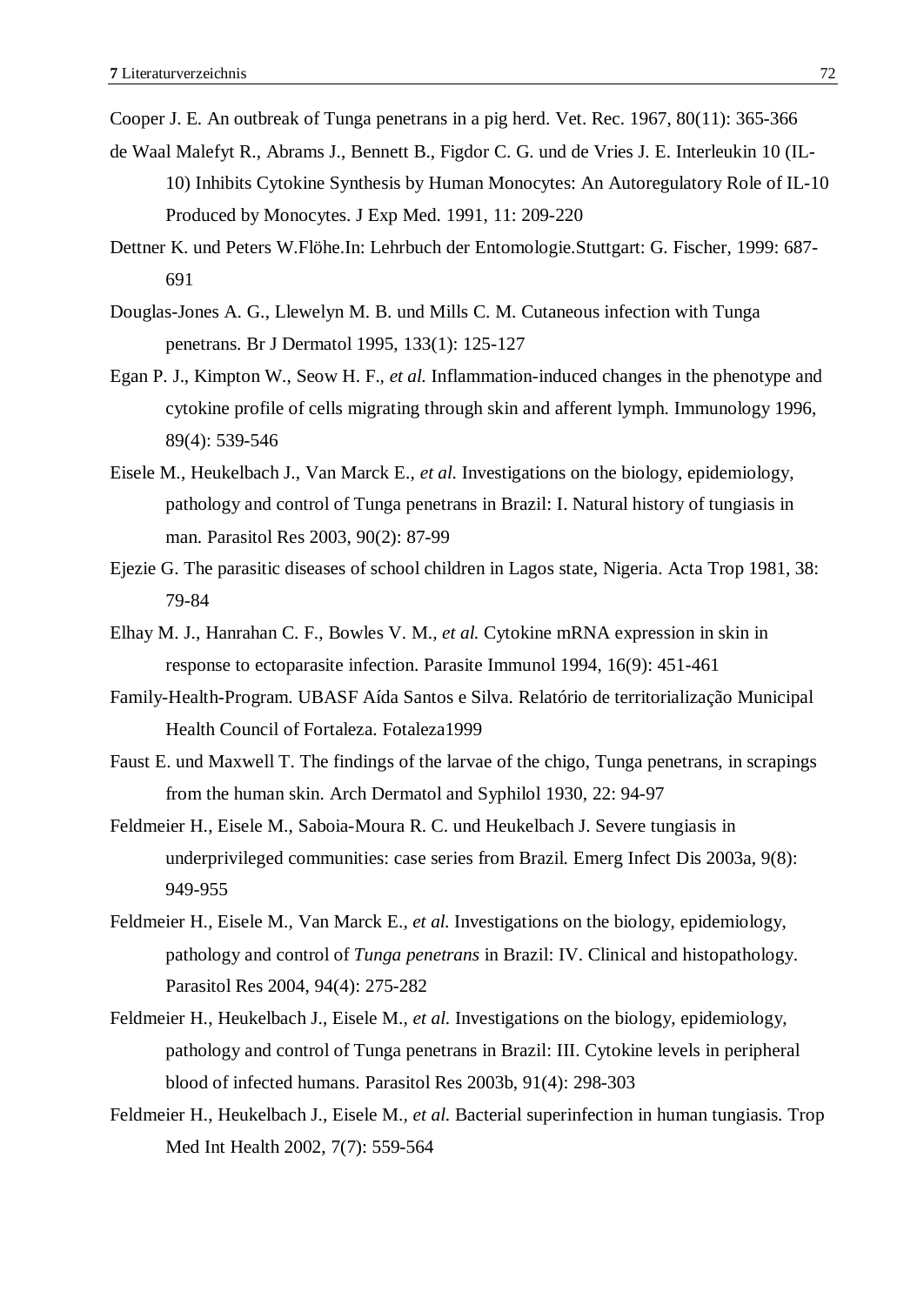Cooper J. E. An outbreak of Tunga penetrans in a pig herd. Vet. Rec. 1967, 80(11): 365-366

de Waal Malefyt R., Abrams J., Bennett B., Figdor C. G. und de Vries J. E. Interleukin 10 (IL-10) Inhibits Cytokine Synthesis by Human Monocytes: An Autoregulatory Role of IL-10 Produced by Monocytes. J Exp Med. 1991, 11: 209-220

Dettner K. und Peters W.Flöhe.In: Lehrbuch der Entomologie.Stuttgart: G. Fischer, 1999: 687-691

Douglas-Jones A. G., Llewelyn M. B. und Mills C. M. Cutaneous infection with Tunga penetrans. Br J Dermatol 1995, 133(1): 125-127

Egan P. J., Kimpton W., Seow H. F., *et al.* Inflammation-induced changes in the phenotype and cytokine profile of cells migrating through skin and afferent lymph. Immunology 1996, 89(4): 539-546

Eisele M., Heukelbach J., Van Marck E., *et al.* Investigations on the biology, epidemiology, pathology and control of Tunga penetrans in Brazil: I. Natural history of tungiasis in man. Parasitol Res 2003, 90(2): 87-99

Ejezie G. The parasitic diseases of school children in Lagos state, Nigeria. Acta Trop 1981, 38: 79-84

Elhay M. J., Hanrahan C. F., Bowles V. M., *et al.* Cytokine mRNA expression in skin in response to ectoparasite infection. Parasite Immunol 1994, 16(9): 451-461

Family-Health-Program. UBASF Aída Santos e Silva. Relatório de territorialização Municipal Health Council of Fortaleza. Fotaleza1999

Faust E. und Maxwell T. The findings of the larvae of the chigo, Tunga penetrans, in scrapings from the human skin. Arch Dermatol and Syphilol 1930, 22: 94-97

Feldmeier H., Eisele M., Saboia-Moura R. C. und Heukelbach J. Severe tungiasis in underprivileged communities: case series from Brazil. Emerg Infect Dis 2003a, 9(8): 949-955

Feldmeier H., Eisele M., Van Marck E., *et al.* Investigations on the biology, epidemiology, pathology and control of *Tunga penetrans* in Brazil: IV. Clinical and histopathology. Parasitol Res 2004, 94(4): 275-282

Feldmeier H., Heukelbach J., Eisele M., *et al.* Investigations on the biology, epidemiology, pathology and control of Tunga penetrans in Brazil: III. Cytokine levels in peripheral blood of infected humans. Parasitol Res 2003b, 91(4): 298-303

Feldmeier H., Heukelbach J., Eisele M., *et al.* Bacterial superinfection in human tungiasis. Trop Med Int Health 2002, 7(7): 559-564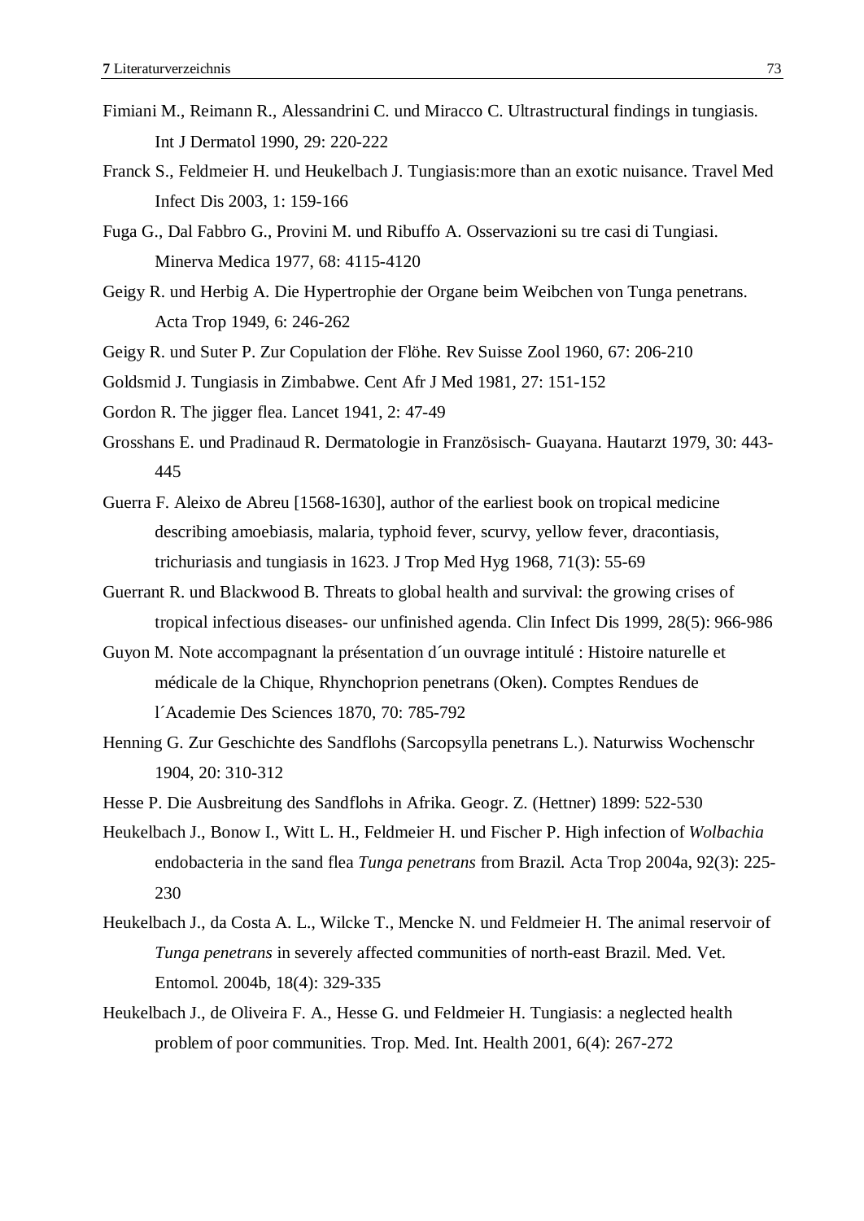Fimiani M., Reimann R., Alessandrini C. und Miracco C. Ultrastructural findings in tungiasis. Int J Dermatol 1990, 29: 220-222

Franck S., Feldmeier H. und Heukelbach J. Tungiasis:more than an exotic nuisance. Travel Med Infect Dis 2003, 1: 159-166

Fuga G., Dal Fabbro G., Provini M. und Ribuffo A. Osservazioni su tre casi di Tungiasi. Minerva Medica 1977, 68: 4115-4120

Geigy R. und Herbig A. Die Hypertrophie der Organe beim Weibchen von Tunga penetrans. Acta Trop 1949, 6: 246-262

Geigy R. und Suter P. Zur Copulation der Flöhe. Rev Suisse Zool 1960, 67: 206-210

Goldsmid J. Tungiasis in Zimbabwe. Cent Afr J Med 1981, 27: 151-152

Gordon R. The jigger flea. Lancet 1941, 2: 47-49

Grosshans E. und Pradinaud R. Dermatologie in Französisch- Guayana. Hautarzt 1979, 30: 443-445

Guerra F. Aleixo de Abreu [1568-1630], author of the earliest book on tropical medicine describing amoebiasis, malaria, typhoid fever, scurvy, yellow fever, dracontiasis, trichuriasis and tungiasis in 1623. J Trop Med Hyg 1968, 71(3): 55-69

Guerrant R. und Blackwood B. Threats to global health and survival: the growing crises of tropical infectious diseases- our unfinished agenda. Clin Infect Dis 1999, 28(5): 966-986

Guyon M. Note accompagnant la présentation d´un ouvrage intitulé : Histoire naturelle et médicale de la Chique, Rhynchoprion penetrans (Oken). Comptes Rendues de l´Academie Des Sciences 1870, 70: 785-792

Henning G. Zur Geschichte des Sandflohs (Sarcopsylla penetrans L.). Naturwiss Wochenschr 1904, 20: 310-312

Hesse P. Die Ausbreitung des Sandflohs in Afrika. Geogr. Z. (Hettner) 1899: 522-530

Heukelbach J., Bonow I., Witt L. H., Feldmeier H. und Fischer P. High infection of *Wolbachia* endobacteria in the sand flea *Tunga penetrans* from Brazil. Acta Trop 2004a, 92(3): 225-230

Heukelbach J., da Costa A. L., Wilcke T., Mencke N. und Feldmeier H. The animal reservoir of *Tunga penetrans* in severely affected communities of north-east Brazil. Med. Vet. Entomol. 2004b, 18(4): 329-335

Heukelbach J., de Oliveira F. A., Hesse G. und Feldmeier H. Tungiasis: a neglected health problem of poor communities. Trop. Med. Int. Health 2001, 6(4): 267-272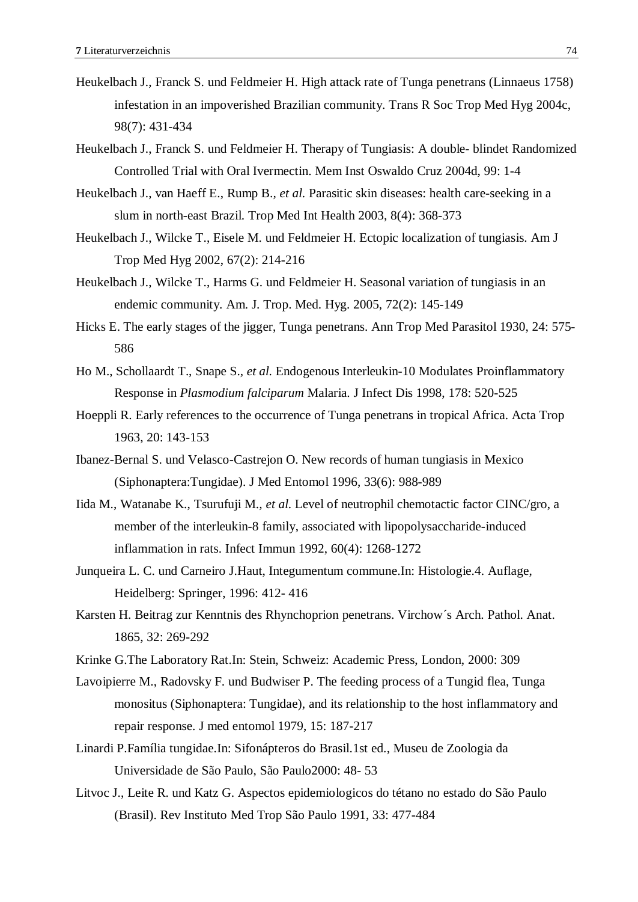Heukelbach J., Franck S. und Feldmeier H. High attack rate of Tunga penetrans (Linnaeus 1758) infestation in an impoverished Brazilian community. Trans R Soc Trop Med Hyg 2004c, 98(7): 431-434

Heukelbach J., Franck S. und Feldmeier H. Therapy of Tungiasis: A double- blindet Randomized Controlled Trial with Oral Ivermectin. Mem Inst Oswaldo Cruz 2004d, 99: 1-4

Heukelbach J., van Haeff E., Rump B., *et al.* Parasitic skin diseases: health care-seeking in a slum in north-east Brazil. Trop Med Int Health 2003, 8(4): 368-373

Heukelbach J., Wilcke T., Eisele M. und Feldmeier H. Ectopic localization of tungiasis. Am J Trop Med Hyg 2002, 67(2): 214-216

Heukelbach J., Wilcke T., Harms G. und Feldmeier H. Seasonal variation of tungiasis in an endemic community. Am. J. Trop. Med. Hyg. 2005, 72(2): 145-149

Hicks E. The early stages of the jigger, Tunga penetrans. Ann Trop Med Parasitol 1930, 24: 575-586

Ho M., Schollaardt T., Snape S., *et al.* Endogenous Interleukin-10 Modulates Proinflammatory Response in *Plasmodium falciparum* Malaria. J Infect Dis 1998, 178: 520-525

Hoeppli R. Early references to the occurrence of Tunga penetrans in tropical Africa. Acta Trop 1963, 20: 143-153

Ibanez-Bernal S. und Velasco-Castrejon O. New records of human tungiasis in Mexico (Siphonaptera:Tungidae). J Med Entomol 1996, 33(6): 988-989

Iida M., Watanabe K., Tsurufuji M., *et al.* Level of neutrophil chemotactic factor CINC/gro, a member of the interleukin-8 family, associated with lipopolysaccharide-induced inflammation in rats. Infect Immun 1992, 60(4): 1268-1272

Junqueira L. C. und Carneiro J.Haut, Integumentum commune.In: Histologie.4. Auflage, Heidelberg: Springer, 1996: 412- 416

Karsten H. Beitrag zur Kenntnis des Rhynchoprion penetrans. Virchow´s Arch. Pathol. Anat. 1865, 32: 269-292

Krinke G.The Laboratory Rat.In: Stein, Schweiz: Academic Press, London, 2000: 309

Lavoipierre M., Radovsky F. und Budwiser P. The feeding process of a Tungid flea, Tunga monositus (Siphonaptera: Tungidae), and its relationship to the host inflammatory and repair response. J med entomol 1979, 15: 187-217

Linardi P.Família tungidae.In: Sifonápteros do Brasil.1st ed., Museu de Zoologia da Universidade de São Paulo, São Paulo2000: 48- 53

Litvoc J., Leite R. und Katz G. Aspectos epidemiologicos do tétano no estado do São Paulo (Brasil). Rev Instituto Med Trop São Paulo 1991, 33: 477-484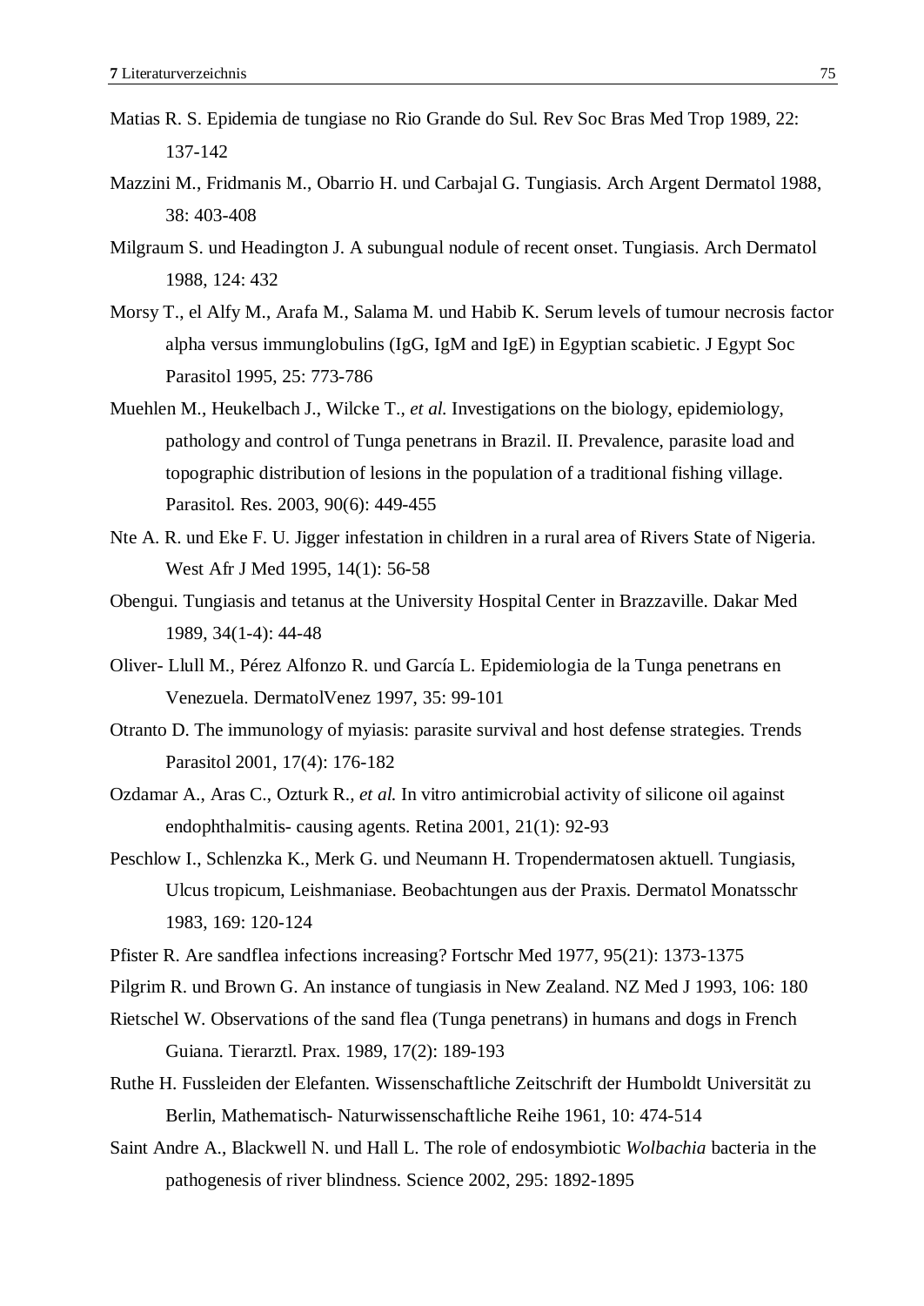Matias R. S. Epidemia de tungiase no Rio Grande do Sul. Rev Soc Bras Med Trop 1989, 22: 137-142

Mazzini M., Fridmanis M., Obarrio H. und Carbajal G. Tungiasis. Arch Argent Dermatol 1988, 38: 403-408

Milgraum S. und Headington J. A subungual nodule of recent onset. Tungiasis. Arch Dermatol 1988, 124: 432

Morsy T., el Alfy M., Arafa M., Salama M. und Habib K. Serum levels of tumour necrosis factor alpha versus immunglobulins (IgG, IgM and IgE) in Egyptian scabietic. J Egypt Soc Parasitol 1995, 25: 773-786

Muehlen M., Heukelbach J., Wilcke T., *et al.* Investigations on the biology, epidemiology, pathology and control of Tunga penetrans in Brazil. II. Prevalence, parasite load and topographic distribution of lesions in the population of a traditional fishing village. Parasitol. Res. 2003, 90(6): 449-455

Nte A. R. und Eke F. U. Jigger infestation in children in a rural area of Rivers State of Nigeria. West Afr J Med 1995, 14(1): 56-58

Obengui. Tungiasis and tetanus at the University Hospital Center in Brazzaville. Dakar Med 1989, 34(1-4): 44-48

Oliver- Llull M., Pérez Alfonzo R. und García L. Epidemiologia de la Tunga penetrans en Venezuela. DermatolVenez 1997, 35: 99-101

Otranto D. The immunology of myiasis: parasite survival and host defense strategies. Trends Parasitol 2001, 17(4): 176-182

Ozdamar A., Aras C., Ozturk R., *et al.* In vitro antimicrobial activity of silicone oil against endophthalmitis- causing agents. Retina 2001, 21(1): 92-93

Peschlow I., Schlenzka K., Merk G. und Neumann H. Tropendermatosen aktuell. Tungiasis, Ulcus tropicum, Leishmaniase. Beobachtungen aus der Praxis. Dermatol Monatsschr 1983, 169: 120-124

Pfister R. Are sandflea infections increasing? Fortschr Med 1977, 95(21): 1373-1375

Pilgrim R. und Brown G. An instance of tungiasis in New Zealand. NZ Med J 1993, 106: 180

Rietschel W. Observations of the sand flea (Tunga penetrans) in humans and dogs in French Guiana. Tierarztl. Prax. 1989, 17(2): 189-193

Ruthe H. Fussleiden der Elefanten. Wissenschaftliche Zeitschrift der Humboldt Universität zu Berlin, Mathematisch- Naturwissenschaftliche Reihe 1961, 10: 474-514

Saint Andre A., Blackwell N. und Hall L. The role of endosymbiotic *Wolbachia* bacteria in the pathogenesis of river blindness. Science 2002, 295: 1892-1895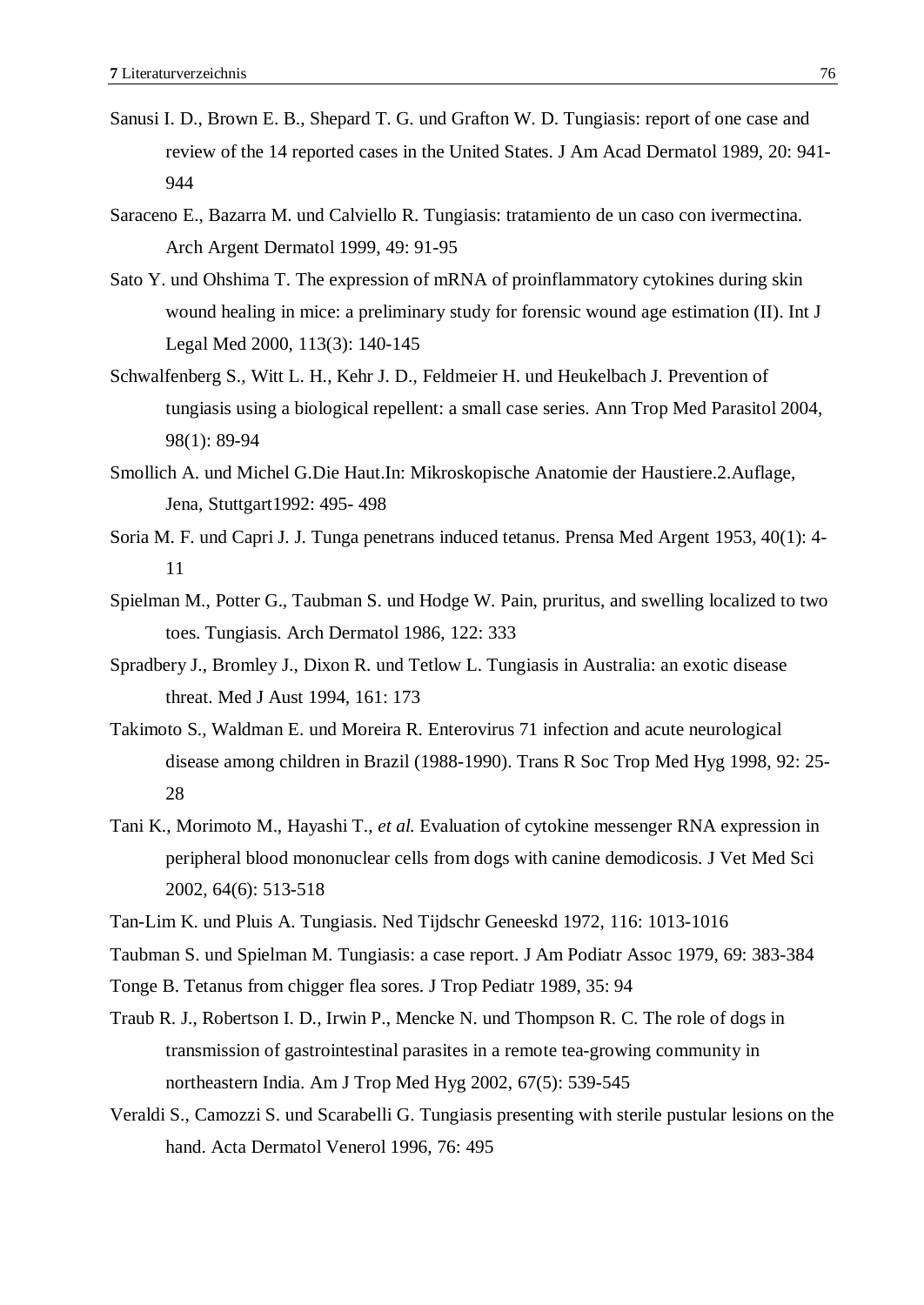Sanusi I. D., Brown E. B., Shepard T. G. und Grafton W. D. Tungiasis: report of one case and review of the 14 reported cases in the United States. J Am Acad Dermatol 1989, 20: 941-944

Saraceno E., Bazarra M. und Calviello R. Tungiasis: tratamiento de un caso con ivermectina. Arch Argent Dermatol 1999, 49: 91-95

Sato Y. und Ohshima T. The expression of mRNA of proinflammatory cytokines during skin wound healing in mice: a preliminary study for forensic wound age estimation (II). Int J Legal Med 2000, 113(3): 140-145

Schwalfenberg S., Witt L. H., Kehr J. D., Feldmeier H. und Heukelbach J. Prevention of tungiasis using a biological repellent: a small case series. Ann Trop Med Parasitol 2004, 98(1): 89-94

Smollich A. und Michel G.Die Haut.In: Mikroskopische Anatomie der Haustiere.2.Auflage, Jena, Stuttgart1992: 495- 498

Soria M. F. und Capri J. J. Tunga penetrans induced tetanus. Prensa Med Argent 1953, 40(1): 4-11

Spielman M., Potter G., Taubman S. und Hodge W. Pain, pruritus, and swelling localized to two toes. Tungiasis. Arch Dermatol 1986, 122: 333

Spradbery J., Bromley J., Dixon R. und Tetlow L. Tungiasis in Australia: an exotic disease threat. Med J Aust 1994, 161: 173

Takimoto S., Waldman E. und Moreira R. Enterovirus 71 infection and acute neurological disease among children in Brazil (1988-1990). Trans R Soc Trop Med Hyg 1998, 92: 25-28

Tani K., Morimoto M., Hayashi T., *et al.* Evaluation of cytokine messenger RNA expression in peripheral blood mononuclear cells from dogs with canine demodicosis. J Vet Med Sci 2002, 64(6): 513-518

Tan-Lim K. und Pluis A. Tungiasis. Ned Tijdschr Geneeskd 1972, 116: 1013-1016

Taubman S. und Spielman M. Tungiasis: a case report. J Am Podiatr Assoc 1979, 69: 383-384

Tonge B. Tetanus from chigger flea sores. J Trop Pediatr 1989, 35: 94

Traub R. J., Robertson I. D., Irwin P., Mencke N. und Thompson R. C. The role of dogs in transmission of gastrointestinal parasites in a remote tea-growing community in northeastern India. Am J Trop Med Hyg 2002, 67(5): 539-545

Veraldi S., Camozzi S. und Scarabelli G. Tungiasis presenting with sterile pustular lesions on the hand. Acta Dermatol Venerol 1996, 76: 495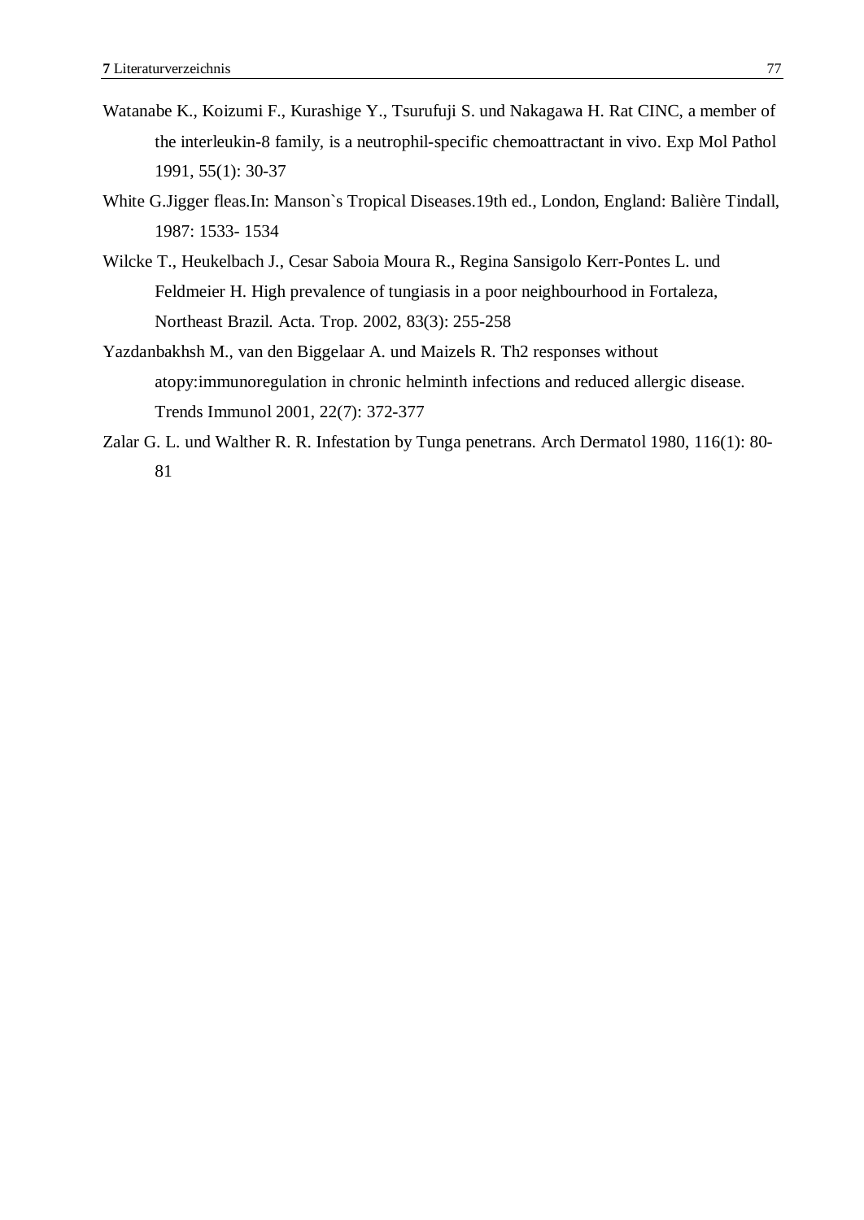Watanabe K., Koizumi F., Kurashige Y., Tsurufuji S. und Nakagawa H. Rat CINC, a member of the interleukin-8 family, is a neutrophil-specific chemoattractant in vivo. Exp Mol Pathol 1991, 55(1): 30-37

White G.Jigger fleas.In: Manson`s Tropical Diseases.19th ed., London, England: Balière Tindall, 1987: 1533- 1534

Wilcke T., Heukelbach J., Cesar Saboia Moura R., Regina Sansigolo Kerr-Pontes L. und Feldmeier H. High prevalence of tungiasis in a poor neighbourhood in Fortaleza, Northeast Brazil. Acta. Trop. 2002, 83(3): 255-258

Yazdanbakhsh M., van den Biggelaar A. und Maizels R. Th2 responses without atopy:immunoregulation in chronic helminth infections and reduced allergic disease. Trends Immunol 2001, 22(7): 372-377

Zalar G. L. und Walther R. R. Infestation by Tunga penetrans. Arch Dermatol 1980, 116(1): 80-81